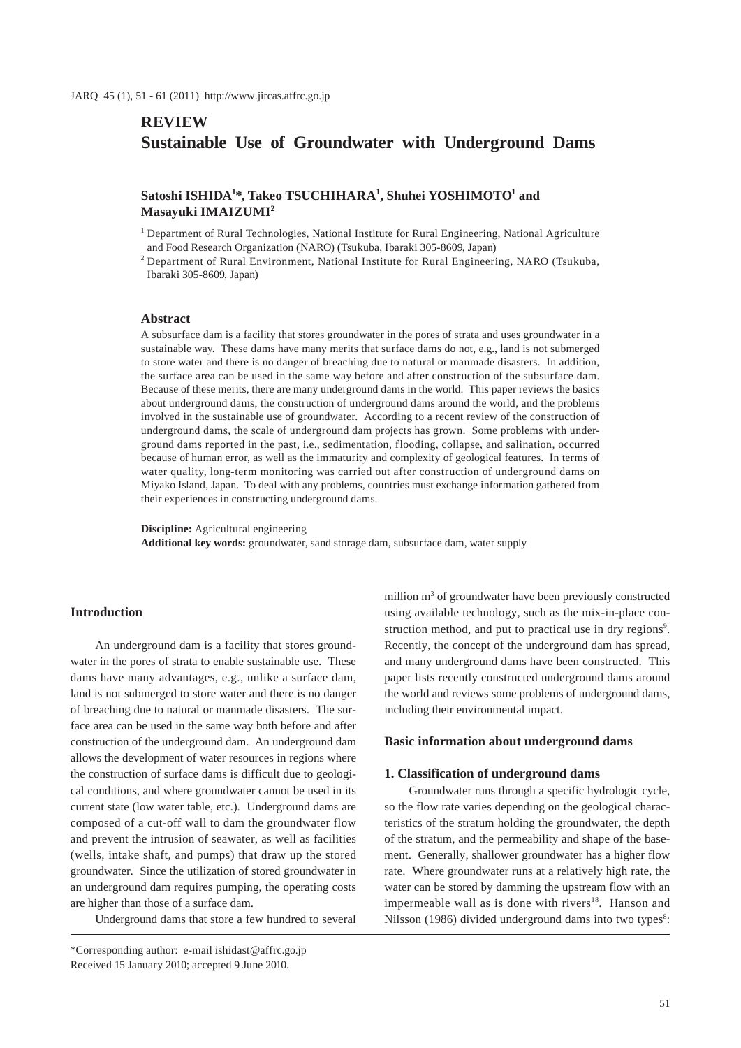# REVIEW

# Sustainable Use of Groundwater with Underground Dams

**Satoshi ISHIDA[1]\*, Takeo TSUCHIHARA[1], Shuhei YOSHIMOTO[1] and Masayuki IMAIZUMI[2]**

[1] Department of Rural Technologies, National Institute for Rural Engineering, National Agriculture and Food Research Organization (NARO) (Tsukuba, Ibaraki 305-8609, Japan)

[2] Department of Rural Environment, National Institute for Rural Engineering, NARO (Tsukuba, Ibaraki 305-8609, Japan)

### Abstract

A subsurface dam is a facility that stores groundwater in the pores of strata and uses groundwater in a sustainable way. These dams have many merits that surface dams do not, e.g., land is not submerged to store water and there is no danger of breaching due to natural or manmade disasters. In addition, the surface area can be used in the same way before and after construction of the subsurface dam. Because of these merits, there are many underground dams in the world. This paper reviews the basics about underground dams, the construction of underground dams around the world, and the problems involved in the sustainable use of groundwater. According to a recent review of the construction of underground dams, the scale of underground dam projects has grown. Some problems with underground dams reported in the past, i.e., sedimentation, flooding, collapse, and salination, occurred because of human error, as well as the immaturity and complexity of geological features. In terms of water quality, long-term monitoring was carried out after construction of underground dams on Miyako Island, Japan. To deal with any problems, countries must exchange information gathered from their experiences in constructing underground dams.

**Discipline:** Agricultural engineering
**Additional key words:** groundwater, sand storage dam, subsurface dam, water supply

## Introduction

An underground dam is a facility that stores groundwater in the pores of strata to enable sustainable use. These dams have many advantages, e.g., unlike a surface dam, land is not submerged to store water and there is no danger of breaching due to natural or manmade disasters. The surface area can be used in the same way both before and after construction of the underground dam. An underground dam allows the development of water resources in regions where the construction of surface dams is difficult due to geological conditions, and where groundwater cannot be used in its current state (low water table, etc.). Underground dams are composed of a cut-off wall to dam the groundwater flow and prevent the intrusion of seawater, as well as facilities (wells, intake shaft, and pumps) that draw up the stored groundwater. Since the utilization of stored groundwater in an underground dam requires pumping, the operating costs are higher than those of a surface dam.

Underground dams that store a few hundred to several million m$^3$ of groundwater have been previously constructed using available technology, such as the mix-in-place construction method, and put to practical use in dry regions[9]. Recently, the concept of the underground dam has spread, and many underground dams have been constructed. This paper lists recently constructed underground dams around the world and reviews some problems of underground dams, including their environmental impact.

## Basic information about underground dams

### 1. Classification of underground dams

Groundwater runs through a specific hydrologic cycle, so the flow rate varies depending on the geological characteristics of the stratum holding the groundwater, the depth of the stratum, and the permeability and shape of the basement. Generally, shallower groundwater has a higher flow rate. Where groundwater runs at a relatively high rate, the water can be stored by damming the upstream flow with an impermeable wall as is done with rivers[18]. Hanson and Nilsson (1986) divided underground dams into two types[8]:

\*Corresponding author: e-mail ishidast@affrc.go.jp
Received 15 January 2010; accepted 9 June 2010.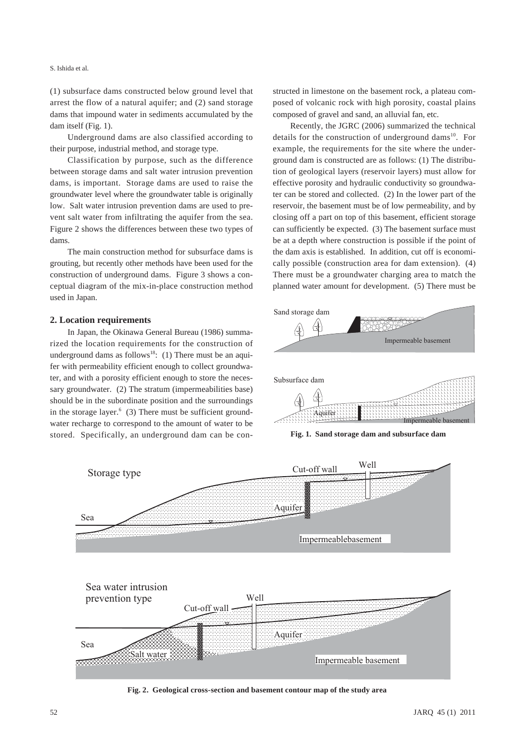(1) subsurface dams constructed below ground level that arrest the flow of a natural aquifer; and (2) sand storage dams that impound water in sediments accumulated by the dam itself (Fig. 1).

Underground dams are also classified according to their purpose, industrial method, and storage type.

Classification by purpose, such as the difference between storage dams and salt water intrusion prevention dams, is important. Storage dams are used to raise the groundwater level where the groundwater table is originally low. Salt water intrusion prevention dams are used to prevent salt water from infiltrating the aquifer from the sea. Figure 2 shows the differences between these two types of dams.

The main construction method for subsurface dams is grouting, but recently other methods have been used for the construction of underground dams. Figure 3 shows a conceptual diagram of the mix-in-place construction method used in Japan.

## 2. Location requirements

In Japan, the Okinawa General Bureau (1986) summarized the location requirements for the construction of underground dams as follows[18]: (1) There must be an aquifer with permeability efficient enough to collect groundwater, and with a porosity efficient enough to store the necessary groundwater. (2) The stratum (impermeabilities base) should be in the subordinate position and the surroundings in the storage layer.[6] (3) There must be sufficient groundwater recharge to correspond to the amount of water to be stored. Specifically, an underground dam can be constructed in limestone on the basement rock, a plateau composed of volcanic rock with high porosity, coastal plains composed of gravel and sand, an alluvial fan, etc.

Recently, the JGRC (2006) summarized the technical details for the construction of underground dams[10]. For example, the requirements for the site where the underground dam is constructed are as follows: (1) The distribution of geological layers (reservoir layers) must allow for effective porosity and hydraulic conductivity so groundwater can be stored and collected. (2) In the lower part of the reservoir, the basement must be of low permeability, and by closing off a part on top of this basement, efficient storage can sufficiently be expected. (3) The basement surface must be at a depth where construction is possible if the point of the dam axis is established. In addition, cut off is economically possible (construction area for dam extension). (4) There must be a groundwater charging area to match the planned water amount for development. (5) There must be

**Fig. 1. Sand storage dam and subsurface dam**

**Fig. 2. Geological cross-section and basement contour map of the study area**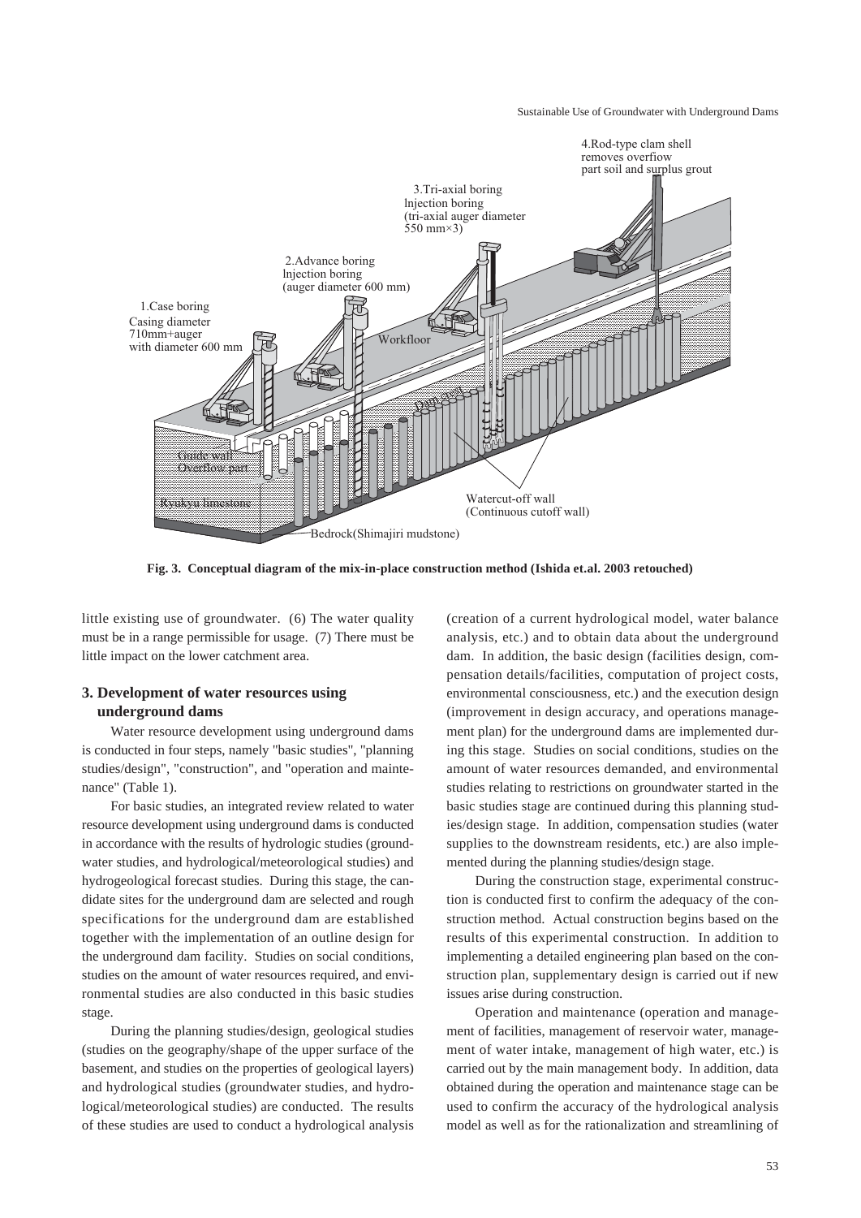Fig. 3. Conceptual diagram of the mix-in-place construction method (Ishida et.al. 2003 retouched)

little existing use of groundwater. (6) The water quality must be in a range permissible for usage. (7) There must be little impact on the lower catchment area.

## 3. Development of water resources using underground dams

Water resource development using underground dams is conducted in four steps, namely "basic studies", "planning studies/design", "construction", and "operation and maintenance" (Table 1).

For basic studies, an integrated review related to water resource development using underground dams is conducted in accordance with the results of hydrologic studies (groundwater studies, and hydrological/meteorological studies) and hydrogeological forecast studies. During this stage, the candidate sites for the underground dam are selected and rough specifications for the underground dam are established together with the implementation of an outline design for the underground dam facility. Studies on social conditions, studies on the amount of water resources required, and environmental studies are also conducted in this basic studies stage.

During the planning studies/design, geological studies (studies on the geography/shape of the upper surface of the basement, and studies on the properties of geological layers) and hydrological studies (groundwater studies, and hydrological/meteorological studies) are conducted. The results of these studies are used to conduct a hydrological analysis (creation of a current hydrological model, water balance analysis, etc.) and to obtain data about the underground dam. In addition, the basic design (facilities design, compensation details/facilities, computation of project costs, environmental consciousness, etc.) and the execution design (improvement in design accuracy, and operations management plan) for the underground dams are implemented during this stage. Studies on social conditions, studies on the amount of water resources demanded, and environmental studies relating to restrictions on groundwater started in the basic studies stage are continued during this planning studies/design stage. In addition, compensation studies (water supplies to the downstream residents, etc.) are also implemented during the planning studies/design stage.

During the construction stage, experimental construction is conducted first to confirm the adequacy of the construction method. Actual construction begins based on the results of this experimental construction. In addition to implementing a detailed engineering plan based on the construction plan, supplementary design is carried out if new issues arise during construction.

Operation and maintenance (operation and management of facilities, management of reservoir water, management of water intake, management of high water, etc.) is carried out by the main management body. In addition, data obtained during the operation and maintenance stage can be used to confirm the accuracy of the hydrological analysis model as well as for the rationalization and streamlining of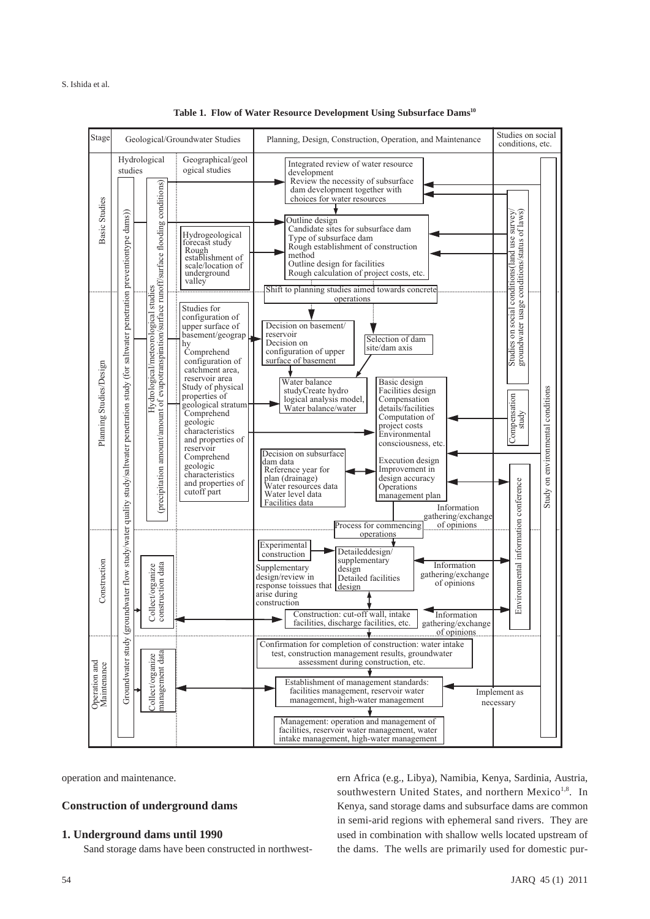**Table 1. Flow of Water Resource Development Using Subsurface Dams[10]**

| Stage | Geological/Groundwater Studies | Planning, Design, Construction, Operation, and Maintenance | Studies on social conditions, etc. |
|---|---|---|---|
| Basic Studies | Hydrological studies: Groundwater study (groundwater flow study/water quality study/saltwater penetration study (for saltwater penetration preventiontype dams)); Hydrological/meteorological studies (precipitation amount/amount of evapotranspiration/surface runoff/surface flooding conditions). Geographical/geological studies: Hydrogeological forecast study; Rough establishment of scale/location of underground valley | Integrated review of water resource development: Review the necessity of subsurface dam development together with choices for water resources → Outline design: Candidate sites for subsurface dam; Type of subsurface dam; Rough establishment of construction method; Outline design for facilities; Rough calculation of project costs, etc. → Shift to planning studies aimed towards concrete operations | Studies on social conditions(land use survey/groundwater usage conditions/status of laws); Study on environmental conditions |
| Planning Studies/Design | Studies for configuration of upper surface of basement/geography; Comprehend configuration of catchment area, reservoir area; Study of physical properties of geological stratum; Comprehend geologic characteristics and properties of reservoir; Comprehend geologic characteristics and properties of cutoff part | Decision on basement/reservoir; Decision on configuration of upper surface of basement; Selection of dam site/dam axis → Water balance study: Create hydrological analysis model, Water balance/water → Basic design: Facilities design; Compensation details/facilities; Computation of project costs; Environmental consciousness, etc. ↔ Decision on subsurface dam data: Reference year for plan (drainage); Water resources data; Water level data; Facilities data ↔ Execution design: Improvement in design accuracy; Operations management plan → Information gathering/exchange of opinions → Process for commencing operations | Compensation study; Environmental information conference; Study on environmental conditions |
| Construction | Collect/organize construction data | Experimental construction → Detaileddesign/supplementary design; Detailed facilities design (Supplementary design/review in response toissues that arise during construction) ↔ Information gathering/exchange of opinions → Construction: cut-off wall, intake facilities, discharge facilities, etc. ↔ Information gathering/exchange of opinions | Environmental information conference; Study on environmental conditions |
| Operation and Maintenance | Collect/organize management data | Confirmation for completion of construction: water intake test, construction management results, groundwater assessment during construction, etc. → Establishment of management standards: facilities management, reservoir water management, high-water management → Management: operation and management of facilities, reservoir water management, water intake management, high-water management | Implement as necessary; Study on environmental conditions |

operation and maintenance.

## Construction of underground dams

### 1. Underground dams until 1990

Sand storage dams have been constructed in northwestern Africa (e.g., Libya), Namibia, Kenya, Sardinia, Austria, southwestern United States, and northern Mexico[1,8]. In Kenya, sand storage dams and subsurface dams are common in semi-arid regions with ephemeral sand rivers. They are used in combination with shallow wells located upstream of the dams. The wells are primarily used for domestic pur-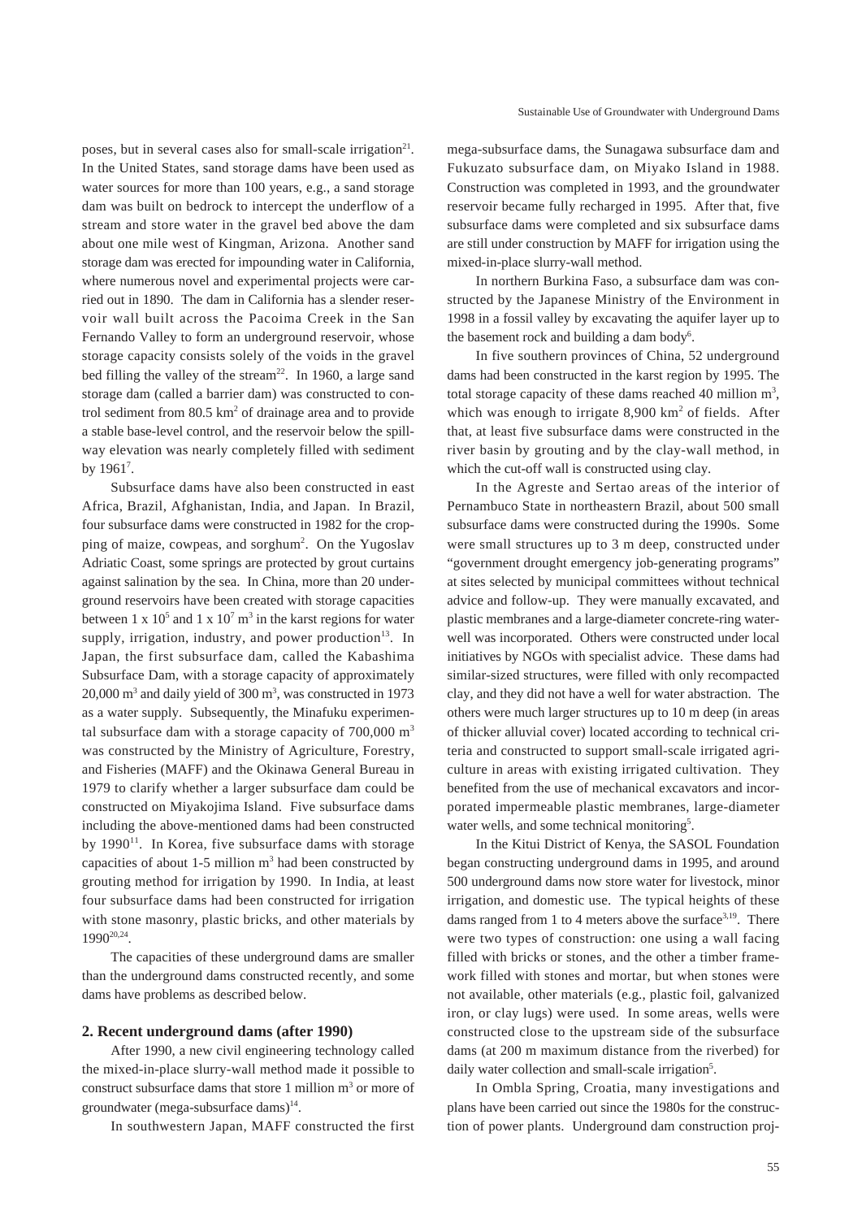poses, but in several cases also for small-scale irrigation[21]. In the United States, sand storage dams have been used as water sources for more than 100 years, e.g., a sand storage dam was built on bedrock to intercept the underflow of a stream and store water in the gravel bed above the dam about one mile west of Kingman, Arizona. Another sand storage dam was erected for impounding water in California, where numerous novel and experimental projects were carried out in 1890. The dam in California has a slender reservoir wall built across the Pacoima Creek in the San Fernando Valley to form an underground reservoir, whose storage capacity consists solely of the voids in the gravel bed filling the valley of the stream[22]. In 1960, a large sand storage dam (called a barrier dam) was constructed to control sediment from 80.5 $km^2$ of drainage area and to provide a stable base-level control, and the reservoir below the spillway elevation was nearly completely filled with sediment by 1961[7].

Subsurface dams have also been constructed in east Africa, Brazil, Afghanistan, India, and Japan. In Brazil, four subsurface dams were constructed in 1982 for the cropping of maize, cowpeas, and sorghum[2]. On the Yugoslav Adriatic Coast, some springs are protected by grout curtains against salination by the sea. In China, more than 20 underground reservoirs have been created with storage capacities between $1 \times 10^5$ and $1 \times 10^7$ $m^3$ in the karst regions for water supply, irrigation, industry, and power production[13]. In Japan, the first subsurface dam, called the Kabashima Subsurface Dam, with a storage capacity of approximately 20,000 $m^3$ and daily yield of 300 $m^3$, was constructed in 1973 as a water supply. Subsequently, the Minafuku experimental subsurface dam with a storage capacity of 700,000 $m^3$ was constructed by the Ministry of Agriculture, Forestry, and Fisheries (MAFF) and the Okinawa General Bureau in 1979 to clarify whether a larger subsurface dam could be constructed on Miyakojima Island. Five subsurface dams including the above-mentioned dams had been constructed by 1990[11]. In Korea, five subsurface dams with storage capacities of about 1-5 million $m^3$ had been constructed by grouting method for irrigation by 1990. In India, at least four subsurface dams had been constructed for irrigation with stone masonry, plastic bricks, and other materials by 1990[20,24].

The capacities of these underground dams are smaller than the underground dams constructed recently, and some dams have problems as described below.

## 2. Recent underground dams (after 1990)

After 1990, a new civil engineering technology called the mixed-in-place slurry-wall method made it possible to construct subsurface dams that store 1 million $m^3$ or more of groundwater (mega-subsurface dams)[14].

In southwestern Japan, MAFF constructed the first mega-subsurface dams, the Sunagawa subsurface dam and Fukuzato subsurface dam, on Miyako Island in 1988. Construction was completed in 1993, and the groundwater reservoir became fully recharged in 1995. After that, five subsurface dams were completed and six subsurface dams are still under construction by MAFF for irrigation using the mixed-in-place slurry-wall method.

In northern Burkina Faso, a subsurface dam was constructed by the Japanese Ministry of the Environment in 1998 in a fossil valley by excavating the aquifer layer up to the basement rock and building a dam body[6].

In five southern provinces of China, 52 underground dams had been constructed in the karst region by 1995. The total storage capacity of these dams reached 40 million $m^3$, which was enough to irrigate 8,900 $km^2$ of fields. After that, at least five subsurface dams were constructed in the river basin by grouting and by the clay-wall method, in which the cut-off wall is constructed using clay.

In the Agreste and Sertao areas of the interior of Pernambuco State in northeastern Brazil, about 500 small subsurface dams were constructed during the 1990s. Some were small structures up to 3 m deep, constructed under "government drought emergency job-generating programs" at sites selected by municipal committees without technical advice and follow-up. They were manually excavated, and plastic membranes and a large-diameter concrete-ring water-well was incorporated. Others were constructed under local initiatives by NGOs with specialist advice. These dams had similar-sized structures, were filled with only recompacted clay, and they did not have a well for water abstraction. The others were much larger structures up to 10 m deep (in areas of thicker alluvial cover) located according to technical criteria and constructed to support small-scale irrigated agriculture in areas with existing irrigated cultivation. They benefited from the use of mechanical excavators and incorporated impermeable plastic membranes, large-diameter water wells, and some technical monitoring[5].

In the Kitui District of Kenya, the SASOL Foundation began constructing underground dams in 1995, and around 500 underground dams now store water for livestock, minor irrigation, and domestic use. The typical heights of these dams ranged from 1 to 4 meters above the surface[3,19]. There were two types of construction: one using a wall facing filled with bricks or stones, and the other a timber framework filled with stones and mortar, but when stones were not available, other materials (e.g., plastic foil, galvanized iron, or clay lugs) were used. In some areas, wells were constructed close to the upstream side of the subsurface dams (at 200 m maximum distance from the riverbed) for daily water collection and small-scale irrigation[5].

In Ombla Spring, Croatia, many investigations and plans have been carried out since the 1980s for the construction of power plants. Underground dam construction proj-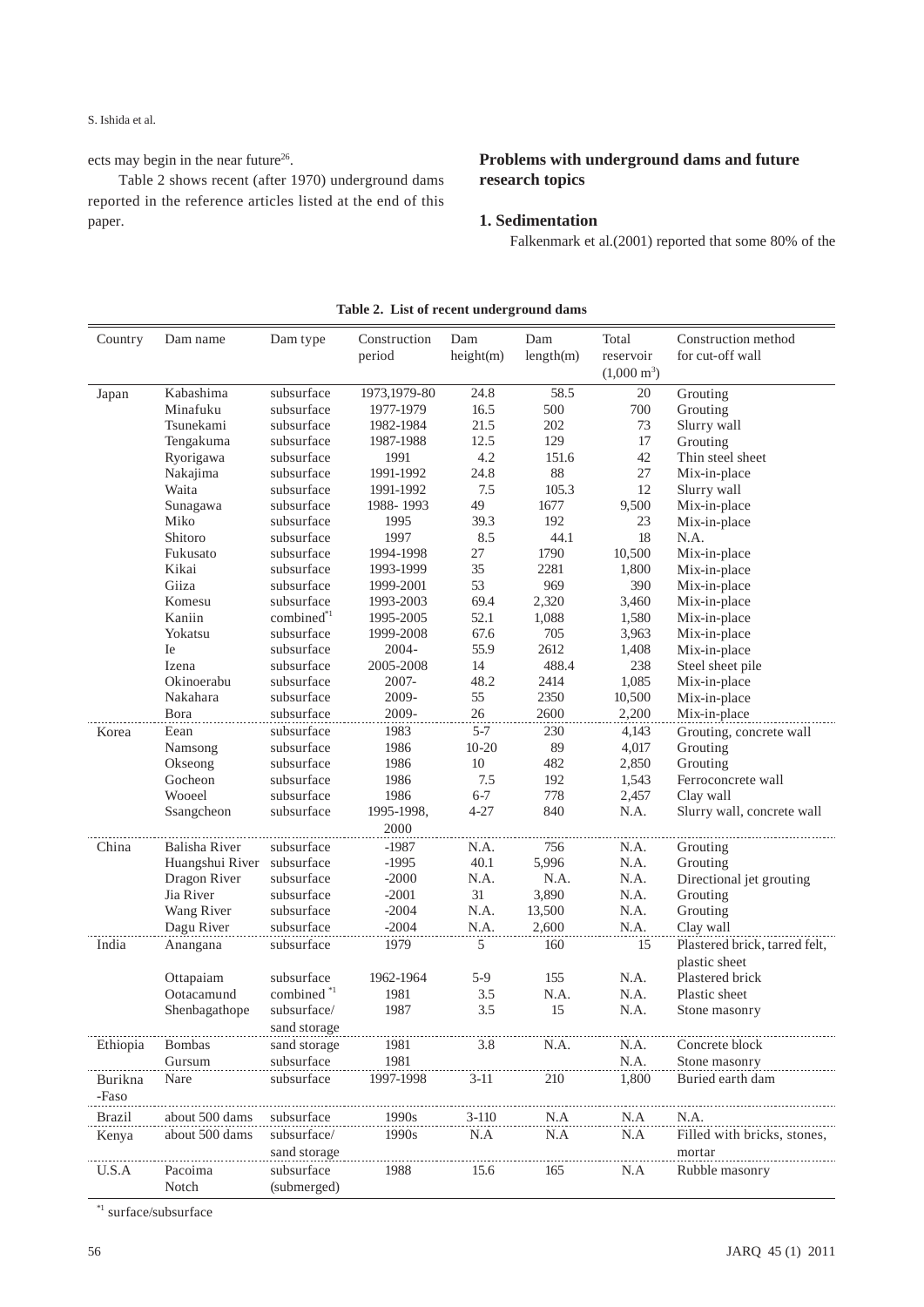ects may begin in the near future[26].

Table 2 shows recent (after 1970) underground dams reported in the reference articles listed at the end of this paper.

**Table 2. List of recent underground dams**

| Country | Dam name | Dam type | Construction period | Dam height(m) | Dam length(m) | Total reservoir (1,000 $m^3$) | Construction method for cut-off wall |
|---|---|---|---|---|---|---|---|
| Japan | Kabashima | subsurface | 1973,1979-80 | 24.8 | 58.5 | 20 | Grouting |
| | Minafuku | subsurface | 1977-1979 | 16.5 | 500 | 700 | Grouting |
| | Tsunekami | subsurface | 1982-1984 | 21.5 | 202 | 73 | Slurry wall |
| | Tengakuma | subsurface | 1987-1988 | 12.5 | 129 | 17 | Grouting |
| | Ryorigawa | subsurface | 1991 | 4.2 | 151.6 | 42 | Thin steel sheet |
| | Nakajima | subsurface | 1991-1992 | 24.8 | 88 | 27 | Mix-in-place |
| | Waita | subsurface | 1991-1992 | 7.5 | 105.3 | 12 | Slurry wall |
| | Sunagawa | subsurface | 1988- 1993 | 49 | 1677 | 9,500 | Mix-in-place |
| | Miko | subsurface | 1995 | 39.3 | 192 | 23 | Mix-in-place |
| | Shitoro | subsurface | 1997 | 8.5 | 44.1 | 18 | N.A. |
| | Fukusato | subsurface | 1994-1998 | 27 | 1790 | 10,500 | Mix-in-place |
| | Kikai | subsurface | 1993-1999 | 35 | 2281 | 1,800 | Mix-in-place |
| | Giiza | subsurface | 1999-2001 | 53 | 969 | 390 | Mix-in-place |
| | Komesu | subsurface | 1993-2003 | 69.4 | 2,320 | 3,460 | Mix-in-place |
| | Kaniin | combined*1 | 1995-2005 | 52.1 | 1,088 | 1,580 | Mix-in-place |
| | Yokatsu | subsurface | 1999-2008 | 67.6 | 705 | 3,963 | Mix-in-place |
| | Ie | subsurface | 2004- | 55.9 | 2612 | 1,408 | Mix-in-place |
| | Izena | subsurface | 2005-2008 | 14 | 488.4 | 238 | Steel sheet pile |
| | Okinoerabu | subsurface | 2007- | 48.2 | 2414 | 1,085 | Mix-in-place |
| | Nakahara | subsurface | 2009- | 55 | 2350 | 10,500 | Mix-in-place |
| | Bora | subsurface | 2009- | 26 | 2600 | 2,200 | Mix-in-place |
| Korea | Eean | subsurface | 1983 | 5-7 | 230 | 4,143 | Grouting, concrete wall |
| | Namsong | subsurface | 1986 | 10-20 | 89 | 4,017 | Grouting |
| | Okseong | subsurface | 1986 | 10 | 482 | 2,850 | Grouting |
| | Gocheon | subsurface | 1986 | 7.5 | 192 | 1,543 | Ferroconcrete wall |
| | Wooeel | subsurface | 1986 | 6-7 | 778 | 2,457 | Clay wall |
| | Ssangcheon | subsurface | 1995-1998, 2000 | 4-27 | 840 | N.A. | Slurry wall, concrete wall |
| China | Balisha River | subsurface | -1987 | N.A. | 756 | N.A. | Grouting |
| | Huangshui River | subsurface | -1995 | 40.1 | 5,996 | N.A. | Grouting |
| | Dragon River | subsurface | -2000 | N.A. | N.A. | N.A. | Directional jet grouting |
| | Jia River | subsurface | -2001 | 31 | 3,890 | N.A. | Grouting |
| | Wang River | subsurface | -2004 | N.A. | 13,500 | N.A. | Grouting |
| | Dagu River | subsurface | -2004 | N.A. | 2,600 | N.A. | Clay wall |
| India | Anangana | subsurface | 1979 | 5 | 160 | 15 | Plastered brick, tarred felt, plastic sheet |
| | Ottapaiam | subsurface | 1962-1964 | 5-9 | 155 | N.A. | Plastered brick |
| | Ootacamund | combined *1 | 1981 | 3.5 | N.A. | N.A. | Plastic sheet |
| | Shenbagathope | subsurface/ sand storage | 1987 | 3.5 | 15 | N.A. | Stone masonry |
| Ethiopia | Bombas | sand storage | 1981 | 3.8 | N.A. | N.A. | Concrete block |
| | Gursum | subsurface | 1981 | | | N.A. | Stone masonry |
| Burikna -Faso | Nare | subsurface | 1997-1998 | 3-11 | 210 | 1,800 | Buried earth dam |
| Brazil | about 500 dams | subsurface | 1990s | 3-110 | N.A | N.A | N.A. |
| Kenya | about 500 dams | subsurface/ sand storage | 1990s | N.A | N.A | N.A | Filled with bricks, stones, mortar |
| U.S.A | Pacoima Notch | subsurface (submerged) | 1988 | 15.6 | 165 | N.A | Rubble masonry |

*1 surface/subsurface

## Problems with underground dams and future research topics

### 1. Sedimentation

Falkenmark et al.(2001) reported that some 80% of the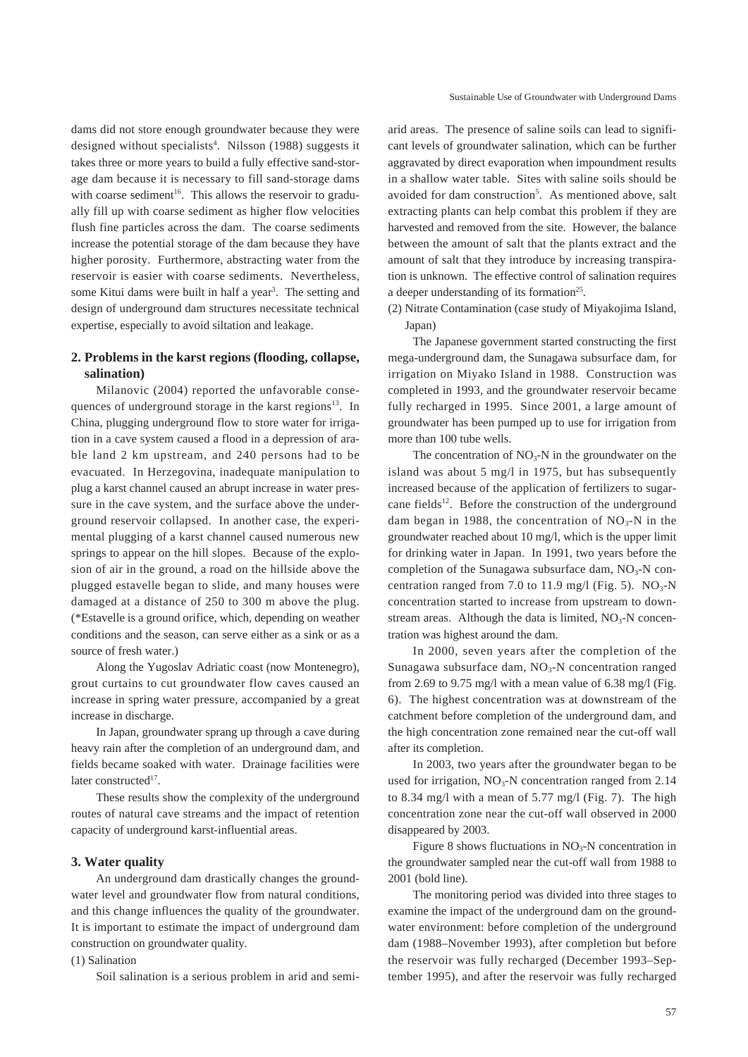dams did not store enough groundwater because they were designed without specialists[4]. Nilsson (1988) suggests it takes three or more years to build a fully effective sand-storage dam because it is necessary to fill sand-storage dams with coarse sediment[16]. This allows the reservoir to gradually fill up with coarse sediment as higher flow velocities flush fine particles across the dam. The coarse sediments increase the potential storage of the dam because they have higher porosity. Furthermore, abstracting water from the reservoir is easier with coarse sediments. Nevertheless, some Kitui dams were built in half a year[3]. The setting and design of underground dam structures necessitate technical expertise, especially to avoid siltation and leakage.

## 2. Problems in the karst regions (flooding, collapse, salination)

Milanovic (2004) reported the unfavorable consequences of underground storage in the karst regions[13]. In China, plugging underground flow to store water for irrigation in a cave system caused a flood in a depression of arable land 2 km upstream, and 240 persons had to be evacuated. In Herzegovina, inadequate manipulation to plug a karst channel caused an abrupt increase in water pressure in the cave system, and the surface above the underground reservoir collapsed. In another case, the experimental plugging of a karst channel caused numerous new springs to appear on the hill slopes. Because of the explosion of air in the ground, a road on the hillside above the plugged estavelle began to slide, and many houses were damaged at a distance of 250 to 300 m above the plug. (*Estavelle is a ground orifice, which, depending on weather conditions and the season, can serve either as a sink or as a source of fresh water.)

Along the Yugoslav Adriatic coast (now Montenegro), grout curtains to cut groundwater flow caves caused an increase in spring water pressure, accompanied by a great increase in discharge.

In Japan, groundwater sprang up through a cave during heavy rain after the completion of an underground dam, and fields became soaked with water. Drainage facilities were later constructed[17].

These results show the complexity of the underground routes of natural cave streams and the impact of retention capacity of underground karst-influential areas.

## 3. Water quality

An underground dam drastically changes the groundwater level and groundwater flow from natural conditions, and this change influences the quality of the groundwater. It is important to estimate the impact of underground dam construction on groundwater quality.

(1) Salination

Soil salination is a serious problem in arid and semi-arid areas. The presence of saline soils can lead to significant levels of groundwater salination, which can be further aggravated by direct evaporation when impoundment results in a shallow water table. Sites with saline soils should be avoided for dam construction[5]. As mentioned above, salt extracting plants can help combat this problem if they are harvested and removed from the site. However, the balance between the amount of salt that the plants extract and the amount of salt that they introduce by increasing transpiration is unknown. The effective control of salination requires a deeper understanding of its formation[25].

(2) Nitrate Contamination (case study of Miyakojima Island, Japan)

The Japanese government started constructing the first mega-underground dam, the Sunagawa subsurface dam, for irrigation on Miyako Island in 1988. Construction was completed in 1993, and the groundwater reservoir became fully recharged in 1995. Since 2001, a large amount of groundwater has been pumped up to use for irrigation from more than 100 tube wells.

The concentration of $NO_3$-N in the groundwater on the island was about 5 mg/l in 1975, but has subsequently increased because of the application of fertilizers to sugarcane fields[12]. Before the construction of the underground dam began in 1988, the concentration of $NO_3$-N in the groundwater reached about 10 mg/l, which is the upper limit for drinking water in Japan. In 1991, two years before the completion of the Sunagawa subsurface dam, $NO_3$-N concentration ranged from 7.0 to 11.9 mg/l (Fig. 5). $NO_3$-N concentration started to increase from upstream to downstream areas. Although the data is limited, $NO_3$-N concentration was highest around the dam.

In 2000, seven years after the completion of the Sunagawa subsurface dam, $NO_3$-N concentration ranged from 2.69 to 9.75 mg/l with a mean value of 6.38 mg/l (Fig. 6). The highest concentration was at downstream of the catchment before completion of the underground dam, and the high concentration zone remained near the cut-off wall after its completion.

In 2003, two years after the groundwater began to be used for irrigation, $NO_3$-N concentration ranged from 2.14 to 8.34 mg/l with a mean of 5.77 mg/l (Fig. 7). The high concentration zone near the cut-off wall observed in 2000 disappeared by 2003.

Figure 8 shows fluctuations in $NO_3$-N concentration in the groundwater sampled near the cut-off wall from 1988 to 2001 (bold line).

The monitoring period was divided into three stages to examine the impact of the underground dam on the groundwater environment: before completion of the underground dam (1988–November 1993), after completion but before the reservoir was fully recharged (December 1993–September 1995), and after the reservoir was fully recharged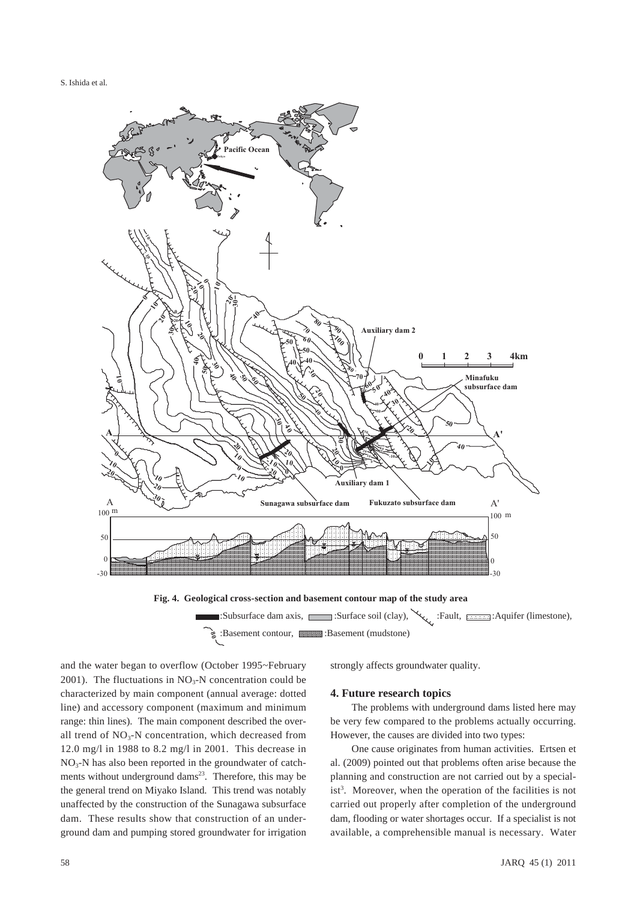**Fig. 4. Geological cross-section and basement contour map of the study area**

:Subsurface dam axis, :Surface soil (clay), :Fault, :Aquifer (limestone), :Basement contour, :Basement (mudstone)

and the water began to overflow (October 1995~February 2001). The fluctuations in $NO_3$-N concentration could be characterized by main component (annual average: dotted line) and accessory component (maximum and minimum range: thin lines). The main component described the overall trend of $NO_3$-N concentration, which decreased from 12.0 mg/l in 1988 to 8.2 mg/l in 2001. This decrease in $NO_3$-N has also been reported in the groundwater of catchments without underground dams[23]. Therefore, this may be the general trend on Miyako Island. This trend was notably unaffected by the construction of the Sunagawa subsurface dam. These results show that construction of an underground dam and pumping stored groundwater for irrigation strongly affects groundwater quality.

## 4. Future research topics

The problems with underground dams listed here may be very few compared to the problems actually occurring. However, the causes are divided into two types:

One cause originates from human activities. Ertsen et al. (2009) pointed out that problems often arise because the planning and construction are not carried out by a specialist[3]. Moreover, when the operation of the facilities is not carried out properly after completion of the underground dam, flooding or water shortages occur. If a specialist is not available, a comprehensible manual is necessary. Water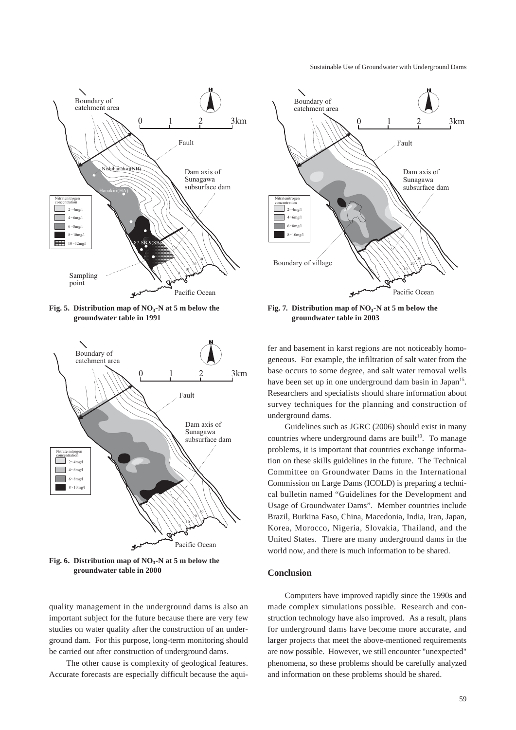Fig. 5. Distribution map of $NO_3$-N at 5 m below the groundwater table in 1991

Fig. 6. Distribution map of $NO_3$-N at 5 m below the groundwater table in 2000

quality management in the underground dams is also an important subject for the future because there are very few studies on water quality after the construction of an underground dam. For this purpose, long-term monitoring should be carried out after construction of underground dams.

The other cause is complexity of geological features. Accurate forecasts are especially difficult because the aquifer and basement in karst regions are not noticeably homogeneous. For example, the infiltration of salt water from the base occurs to some degree, and salt water removal wells have been set up in one underground dam basin in Japan[15]. Researchers and specialists should share information about survey techniques for the planning and construction of underground dams.

Fig. 7. Distribution map of $NO_3$-N at 5 m below the groundwater table in 2003

Guidelines such as JGRC (2006) should exist in many countries where underground dams are built[10]. To manage problems, it is important that countries exchange information on these skills guidelines in the future. The Technical Committee on Groundwater Dams in the International Commission on Large Dams (ICOLD) is preparing a technical bulletin named "Guidelines for the Development and Usage of Groundwater Dams". Member countries include Brazil, Burkina Faso, China, Macedonia, India, Iran, Japan, Korea, Morocco, Nigeria, Slovakia, Thailand, and the United States. There are many underground dams in the world now, and there is much information to be shared.

## Conclusion

Computers have improved rapidly since the 1990s and made complex simulations possible. Research and construction technology have also improved. As a result, plans for underground dams have become more accurate, and larger projects that meet the above-mentioned requirements are now possible. However, we still encounter "unexpected" phenomena, so these problems should be carefully analyzed and information on these problems should be shared.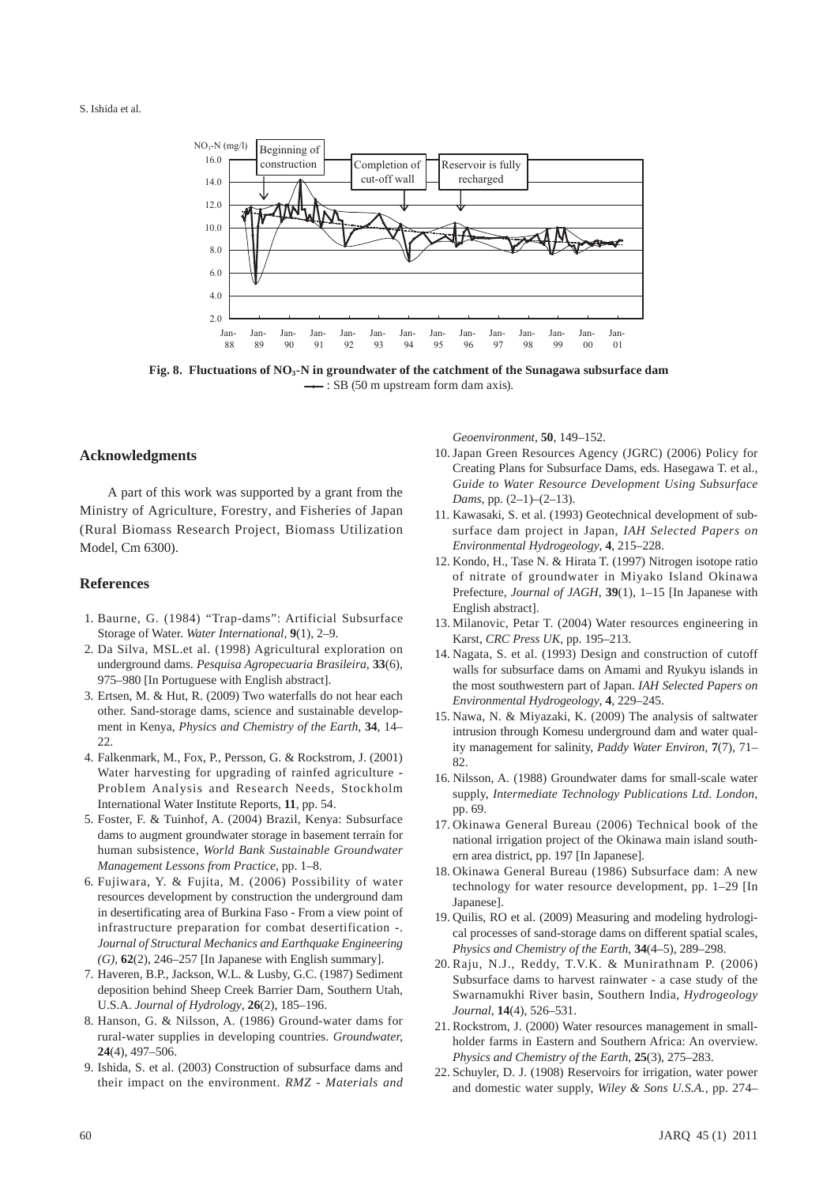Fig. 8. Fluctuations of $NO_3$-N in groundwater of the catchment of the Sunagawa subsurface dam
—•— : SB (50 m upstream form dam axis).

## Acknowledgments

A part of this work was supported by a grant from the Ministry of Agriculture, Forestry, and Fisheries of Japan (Rural Biomass Research Project, Biomass Utilization Model, Cm 6300).

## References

1. Baurne, G. (1984) "Trap-dams": Artificial Subsurface Storage of Water. *Water International*, **9**(1), 2–9.
2. Da Silva, MSL.et al. (1998) Agricultural exploration on underground dams. *Pesquisa Agropecuaria Brasileira*, **33**(6), 975–980 [In Portuguese with English abstract].
3. Ertsen, M. & Hut, R. (2009) Two waterfalls do not hear each other. Sand-storage dams, science and sustainable development in Kenya, *Physics and Chemistry of the Earth*, **34**, 14–22.
4. Falkenmark, M., Fox, P., Persson, G. & Rockstrom, J. (2001) Water harvesting for upgrading of rainfed agriculture - Problem Analysis and Research Needs, Stockholm International Water Institute Reports, **11**, pp. 54.
5. Foster, F. & Tuinhof, A. (2004) Brazil, Kenya: Subsurface dams to augment groundwater storage in basement terrain for human subsistence, *World Bank Sustainable Groundwater Management Lessons from Practice*, pp. 1–8.
6. Fujiwara, Y. & Fujita, M. (2006) Possibility of water resources development by construction the underground dam in desertificating area of Burkina Faso - From a view point of infrastructure preparation for combat desertification -. *Journal of Structural Mechanics and Earthquake Engineering (G)*, **62**(2), 246–257 [In Japanese with English summary].
7. Haveren, B.P., Jackson, W.L. & Lusby, G.C. (1987) Sediment deposition behind Sheep Creek Barrier Dam, Southern Utah, U.S.A. *Journal of Hydrology*, **26**(2), 185–196.
8. Hanson, G. & Nilsson, A. (1986) Ground-water dams for rural-water supplies in developing countries. *Groundwater*, **24**(4), 497–506.
9. Ishida, S. et al. (2003) Construction of subsurface dams and their impact on the environment. *RMZ - Materials and Geoenvironment*, **50**, 149–152.
10. Japan Green Resources Agency (JGRC) (2006) Policy for Creating Plans for Subsurface Dams, eds. Hasegawa T. et al., *Guide to Water Resource Development Using Subsurface Dams*, pp. (2–1)–(2–13).
11. Kawasaki, S. et al. (1993) Geotechnical development of subsurface dam project in Japan, *IAH Selected Papers on Environmental Hydrogeology*, **4**, 215–228.
12. Kondo, H., Tase N. & Hirata T. (1997) Nitrogen isotope ratio of nitrate of groundwater in Miyako Island Okinawa Prefecture, *Journal of JAGH*, **39**(1), 1–15 [In Japanese with English abstract].
13. Milanovic, Petar T. (2004) Water resources engineering in Karst, *CRC Press UK*, pp. 195–213.
14. Nagata, S. et al. (1993) Design and construction of cutoff walls for subsurface dams on Amami and Ryukyu islands in the most southwestern part of Japan. *IAH Selected Papers on Environmental Hydrogeology*, **4**, 229–245.
15. Nawa, N. & Miyazaki, K. (2009) The analysis of saltwater intrusion through Komesu underground dam and water quality management for salinity, *Paddy Water Environ*, **7**(7), 71–82.
16. Nilsson, A. (1988) Groundwater dams for small-scale water supply, *Intermediate Technology Publications Ltd. London*, pp. 69.
17. Okinawa General Bureau (2006) Technical book of the national irrigation project of the Okinawa main island southern area district, pp. 197 [In Japanese].
18. Okinawa General Bureau (1986) Subsurface dam: A new technology for water resource development, pp. 1–29 [In Japanese].
19. Quilis, RO et al. (2009) Measuring and modeling hydrological processes of sand-storage dams on different spatial scales, *Physics and Chemistry of the Earth*, **34**(4–5), 289–298.
20. Raju, N.J., Reddy, T.V.K. & Munirathnam P. (2006) Subsurface dams to harvest rainwater - a case study of the Swarnamukhi River basin, Southern India, *Hydrogeology Journal*, **14**(4), 526–531.
21. Rockstrom, J. (2000) Water resources management in smallholder farms in Eastern and Southern Africa: An overview. *Physics and Chemistry of the Earth*, **25**(3), 275–283.
22. Schuyler, D. J. (1908) Reservoirs for irrigation, water power and domestic water supply, *Wiley & Sons U.S.A.*, pp. 274–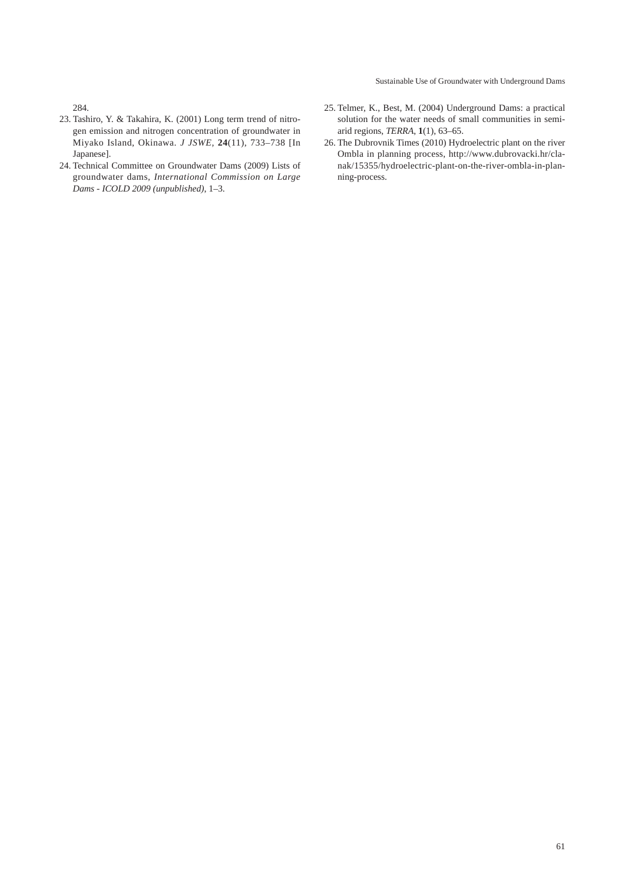284.

23. Tashiro, Y. & Takahira, K. (2001) Long term trend of nitrogen emission and nitrogen concentration of groundwater in Miyako Island, Okinawa. *J JSWE*, **24**(11), 733–738 [In Japanese].
24. Technical Committee on Groundwater Dams (2009) Lists of groundwater dams, *International Commission on Large Dams - ICOLD 2009 (unpublished)*, 1–3.
25. Telmer, K., Best, M. (2004) Underground Dams: a practical solution for the water needs of small communities in semi-arid regions, *TERRA*, **1**(1), 63–65.
26. The Dubrovnik Times (2010) Hydroelectric plant on the river Ombla in planning process, http://www.dubrovacki.hr/clanak/15355/hydroelectric-plant-on-the-river-ombla-in-planning-process.